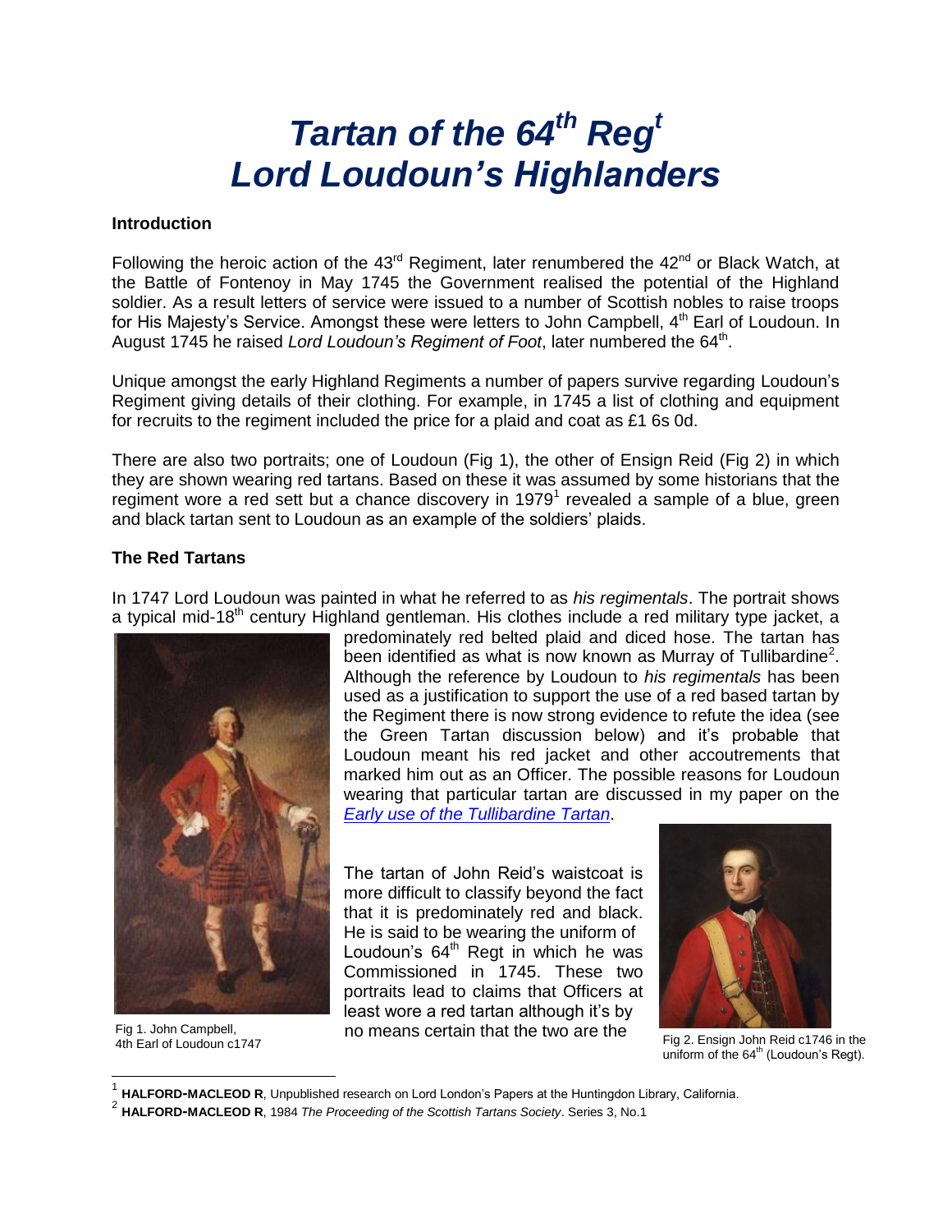# *Tartan of the 64th Regt*
# *Lord Loudoun's Highlanders*

**Introduction**

Following the heroic action of the 43rd Regiment, later renumbered the 42nd or Black Watch, at the Battle of Fontenoy in May 1745 the Government realised the potential of the Highland soldier. As a result letters of service were issued to a number of Scottish nobles to raise troops for His Majesty's Service. Amongst these were letters to John Campbell, 4th Earl of Loudoun. In August 1745 he raised *Lord Loudoun's Regiment of Foot*, later numbered the 64th.

Unique amongst the early Highland Regiments a number of papers survive regarding Loudoun's Regiment giving details of their clothing. For example, in 1745 a list of clothing and equipment for recruits to the regiment included the price for a plaid and coat as £1 6s 0d.

There are also two portraits; one of Loudoun (Fig 1), the other of Ensign Reid (Fig 2) in which they are shown wearing red tartans. Based on these it was assumed by some historians that the regiment wore a red sett but a chance discovery in 1979[1] revealed a sample of a blue, green and black tartan sent to Loudoun as an example of the soldiers' plaids.

**The Red Tartans**

In 1747 Lord Loudoun was painted in what he referred to as *his regimentals*. The portrait shows a typical mid-18th century Highland gentleman. His clothes include a red military type jacket, a predominately red belted plaid and diced hose. The tartan has been identified as what is now known as Murray of Tullibardine[2]. Although the reference by Loudoun to *his regimentals* has been used as a justification to support the use of a red based tartan by the Regiment there is now strong evidence to refute the idea (see the Green Tartan discussion below) and it's probable that Loudoun meant his red jacket and other accoutrements that marked him out as an Officer. The possible reasons for Loudoun wearing that particular tartan are discussed in my paper on the *Early use of the Tullibardine Tartan*.

Fig 1. John Campbell, 4th Earl of Loudoun c1747

The tartan of John Reid's waistcoat is more difficult to classify beyond the fact that it is predominately red and black. He is said to be wearing the uniform of Loudoun's 64th Regt in which he was Commissioned in 1745. These two portraits lead to claims that Officers at least wore a red tartan although it's by no means certain that the two are the

Fig 2. Ensign John Reid c1746 in the uniform of the 64th (Loudoun's Regt).

---

[1] **HALFORD-MACLEOD R**, Unpublished research on Lord London's Papers at the Huntingdon Library, California.

[2] **HALFORD-MACLEOD R**, 1984 *The Proceeding of the Scottish Tartans Society*. Series 3, No.1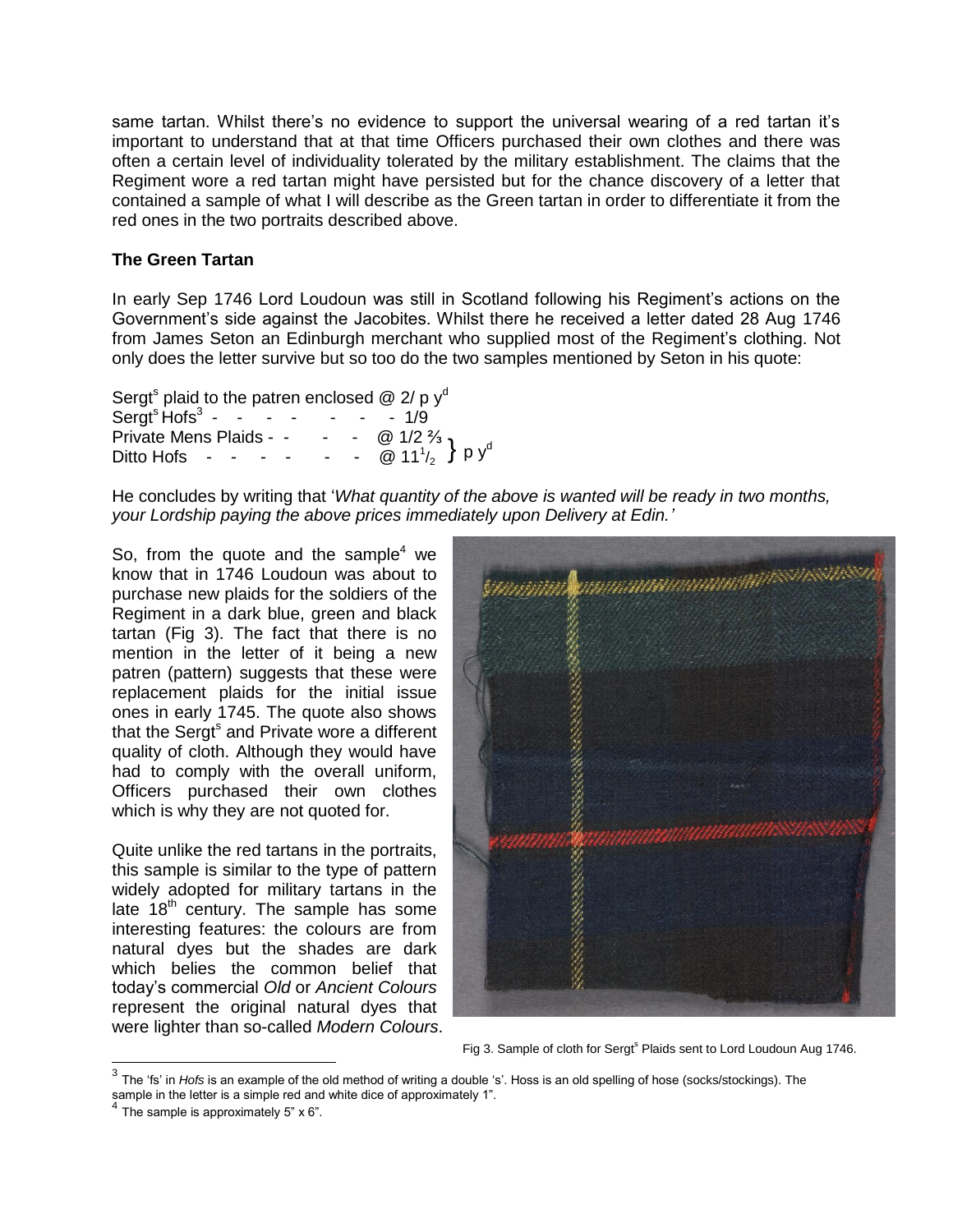same tartan. Whilst there's no evidence to support the universal wearing of a red tartan it's important to understand that at that time Officers purchased their own clothes and there was often a certain level of individuality tolerated by the military establishment. The claims that the Regiment wore a red tartan might have persisted but for the chance discovery of a letter that contained a sample of what I will describe as the Green tartan in order to differentiate it from the red ones in the two portraits described above.

**The Green Tartan**

In early Sep 1746 Lord Loudoun was still in Scotland following his Regiment's actions on the Government's side against the Jacobites. Whilst there he received a letter dated 28 Aug 1746 from James Seton an Edinburgh merchant who supplied most of the Regiment's clothing. Not only does the letter survive but so too do the two samples mentioned by Seton in his quote:

Sergt[s] plaid to the patren enclosed @ 2/ p y[d]
Sergt[s] Hofs[3] - - - - - - - 1/9
Private Mens Plaids - - - - @ 1/2 ⅔ } p y[d]
Ditto Hofs - - - - - - @ 11½ } p y[d]

He concludes by writing that '*What quantity of the above is wanted will be ready in two months, your Lordship paying the above prices immediately upon Delivery at Edin.'*

So, from the quote and the sample[4] we know that in 1746 Loudoun was about to purchase new plaids for the soldiers of the Regiment in a dark blue, green and black tartan (Fig 3). The fact that there is no mention in the letter of it being a new patren (pattern) suggests that these were replacement plaids for the initial issue ones in early 1745. The quote also shows that the Sergt[s] and Private wore a different quality of cloth. Although they would have had to comply with the overall uniform, Officers purchased their own clothes which is why they are not quoted for.

Quite unlike the red tartans in the portraits, this sample is similar to the type of pattern widely adopted for military tartans in the late 18th century. The sample has some interesting features: the colours are from natural dyes but the shades are dark which belies the common belief that today's commercial *Old* or *Ancient Colours* represent the original natural dyes that were lighter than so-called *Modern Colours*.

Fig 3. Sample of cloth for Sergt[s] Plaids sent to Lord Loudoun Aug 1746.

---

[3] The 'fs' in *Hofs* is an example of the old method of writing a double 's'. Hoss is an old spelling of hose (socks/stockings). The sample in the letter is a simple red and white dice of approximately 1".

[4] The sample is approximately 5" x 6".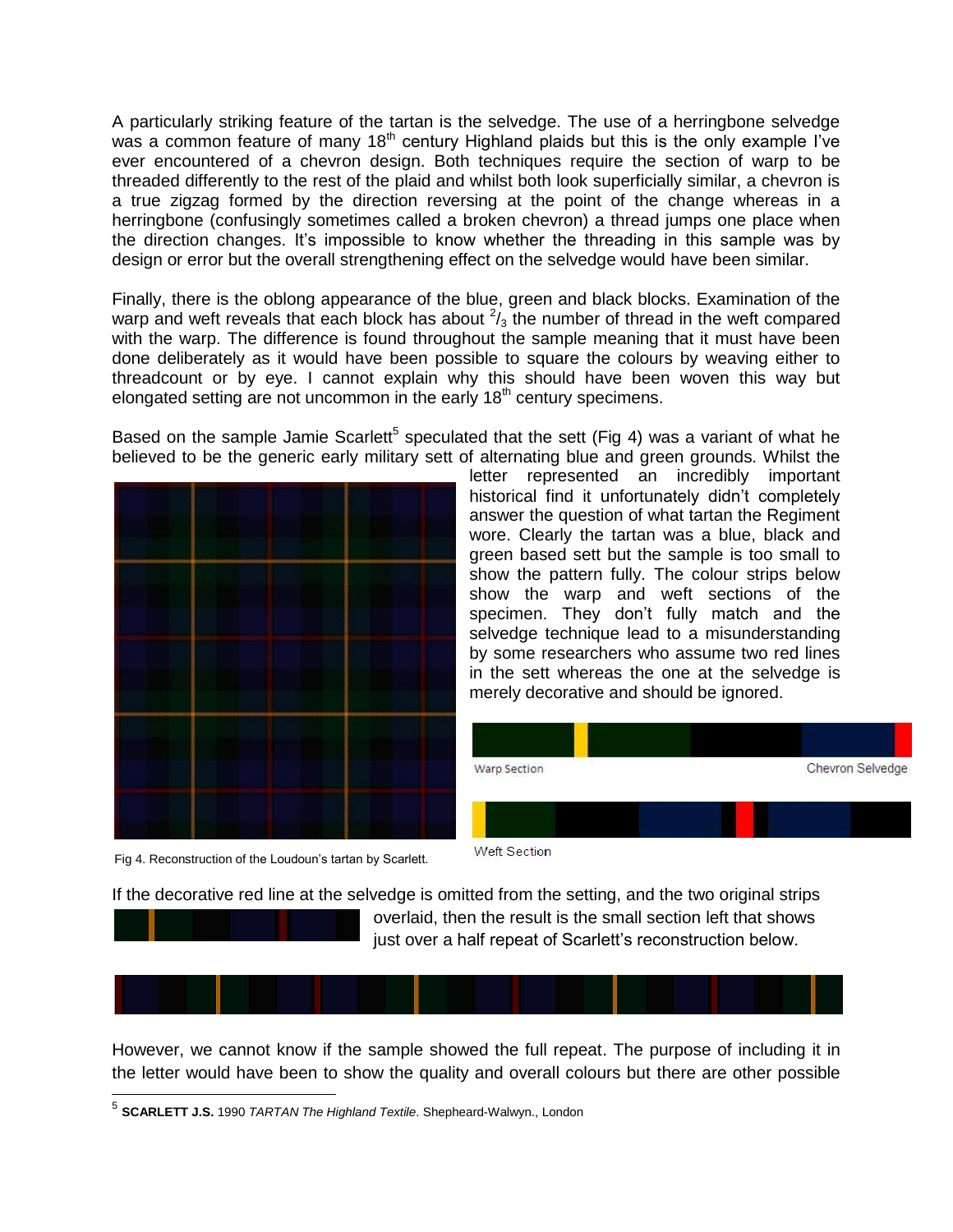A particularly striking feature of the tartan is the selvedge. The use of a herringbone selvedge was a common feature of many 18th century Highland plaids but this is the only example I've ever encountered of a chevron design. Both techniques require the section of warp to be threaded differently to the rest of the plaid and whilst both look superficially similar, a chevron is a true zigzag formed by the direction reversing at the point of the change whereas in a herringbone (confusingly sometimes called a broken chevron) a thread jumps one place when the direction changes. It's impossible to know whether the threading in this sample was by design or error but the overall strengthening effect on the selvedge would have been similar.

Finally, there is the oblong appearance of the blue, green and black blocks. Examination of the warp and weft reveals that each block has about $^{2}/_{3}$ the number of thread in the weft compared with the warp. The difference is found throughout the sample meaning that it must have been done deliberately as it would have been possible to square the colours by weaving either to threadcount or by eye. I cannot explain why this should have been woven this way but elongated setting are not uncommon in the early 18th century specimens.

Based on the sample Jamie Scarlett[5] speculated that the sett (Fig 4) was a variant of what he believed to be the generic early military sett of alternating blue and green grounds. Whilst the letter represented an incredibly important historical find it unfortunately didn't completely answer the question of what tartan the Regiment wore. Clearly the tartan was a blue, black and green based sett but the sample is too small to show the pattern fully. The colour strips below show the warp and weft sections of the specimen. They don't fully match and the selvedge technique lead to a misunderstanding by some researchers who assume two red lines in the sett whereas the one at the selvedge is merely decorative and should be ignored.

Fig 4. Reconstruction of the Loudoun's tartan by Scarlett.

Warp Section

Chevron Selvedge

Weft Section

If the decorative red line at the selvedge is omitted from the setting, and the two original strips overlaid, then the result is the small section left that shows just over a half repeat of Scarlett's reconstruction below.

However, we cannot know if the sample showed the full repeat. The purpose of including it in the letter would have been to show the quality and overall colours but there are other possible

---

5 **SCARLETT J.S.** 1990 *TARTAN The Highland Textile*. Shepheard-Walwyn., London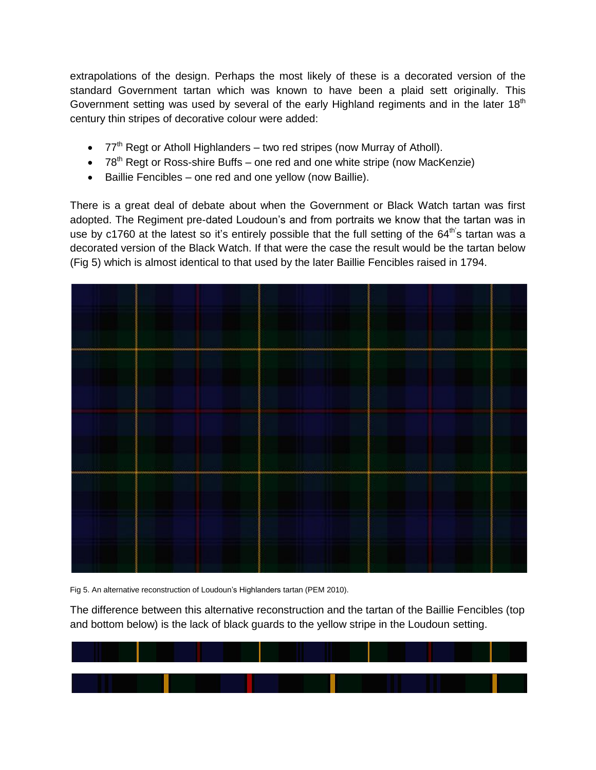extrapolations of the design. Perhaps the most likely of these is a decorated version of the standard Government tartan which was known to have been a plaid sett originally. This Government setting was used by several of the early Highland regiments and in the later 18th century thin stripes of decorative colour were added:

- 77th Regt or Atholl Highlanders – two red stripes (now Murray of Atholl).
- 78th Regt or Ross-shire Buffs – one red and one white stripe (now MacKenzie)
- Baillie Fencibles – one red and one yellow (now Baillie).

There is a great deal of debate about when the Government or Black Watch tartan was first adopted. The Regiment pre-dated Loudoun's and from portraits we know that the tartan was in use by c1760 at the latest so it's entirely possible that the full setting of the 64th's tartan was a decorated version of the Black Watch. If that were the case the result would be the tartan below (Fig 5) which is almost identical to that used by the later Baillie Fencibles raised in 1794.

Fig 5. An alternative reconstruction of Loudoun's Highlanders tartan (PEM 2010).

The difference between this alternative reconstruction and the tartan of the Baillie Fencibles (top and bottom below) is the lack of black guards to the yellow stripe in the Loudoun setting.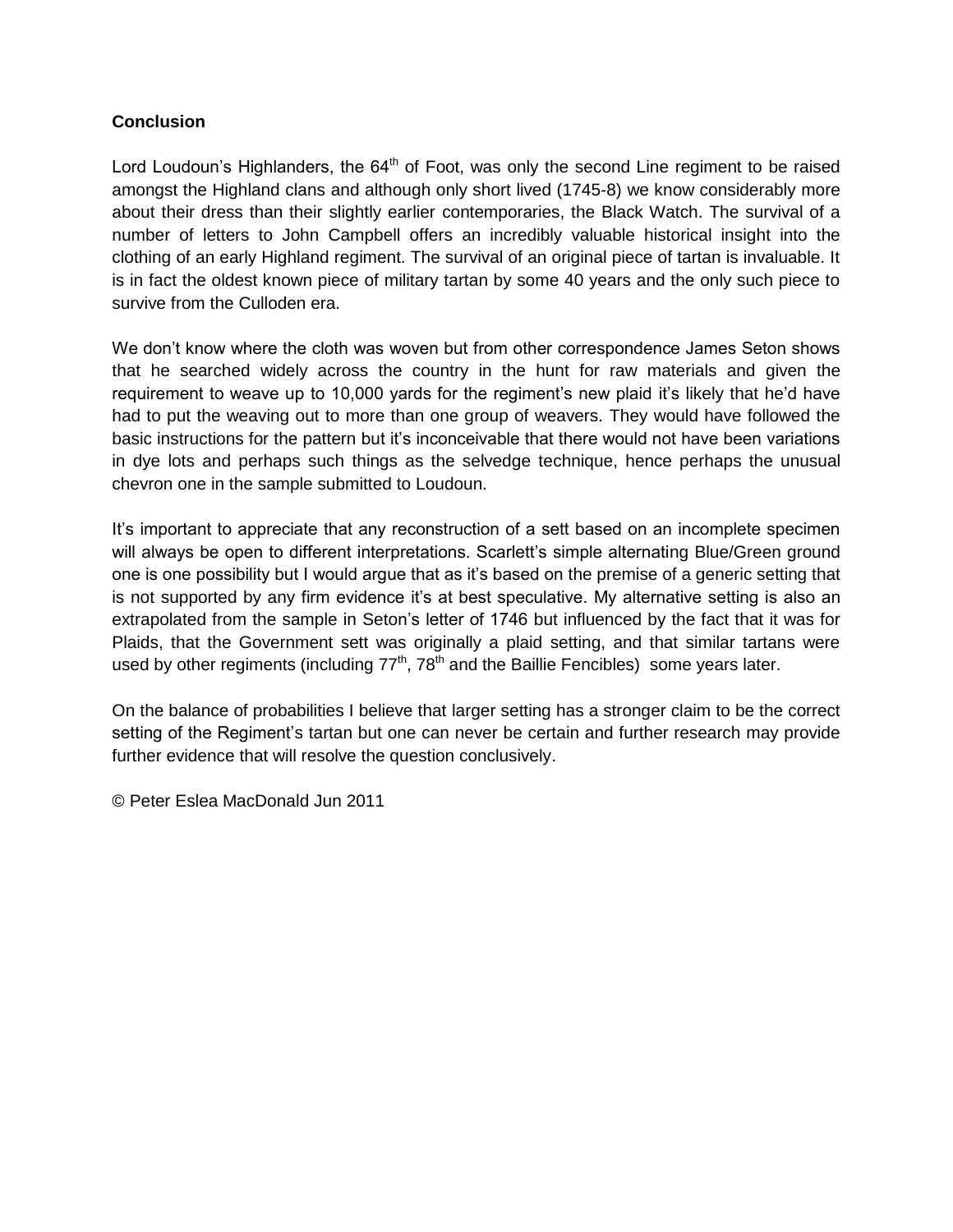**Conclusion**

Lord Loudoun's Highlanders, the 64$^{th}$ of Foot, was only the second Line regiment to be raised amongst the Highland clans and although only short lived (1745-8) we know considerably more about their dress than their slightly earlier contemporaries, the Black Watch. The survival of a number of letters to John Campbell offers an incredibly valuable historical insight into the clothing of an early Highland regiment. The survival of an original piece of tartan is invaluable. It is in fact the oldest known piece of military tartan by some 40 years and the only such piece to survive from the Culloden era.

We don't know where the cloth was woven but from other correspondence James Seton shows that he searched widely across the country in the hunt for raw materials and given the requirement to weave up to 10,000 yards for the regiment's new plaid it's likely that he'd have had to put the weaving out to more than one group of weavers. They would have followed the basic instructions for the pattern but it's inconceivable that there would not have been variations in dye lots and perhaps such things as the selvedge technique, hence perhaps the unusual chevron one in the sample submitted to Loudoun.

It's important to appreciate that any reconstruction of a sett based on an incomplete specimen will always be open to different interpretations. Scarlett's simple alternating Blue/Green ground one is one possibility but I would argue that as it's based on the premise of a generic setting that is not supported by any firm evidence it's at best speculative. My alternative setting is also an extrapolated from the sample in Seton's letter of 1746 but influenced by the fact that it was for Plaids, that the Government sett was originally a plaid setting, and that similar tartans were used by other regiments (including 77$^{th}$, 78$^{th}$ and the Baillie Fencibles) some years later.

On the balance of probabilities I believe that larger setting has a stronger claim to be the correct setting of the Regiment's tartan but one can never be certain and further research may provide further evidence that will resolve the question conclusively.

© Peter Eslea MacDonald Jun 2011